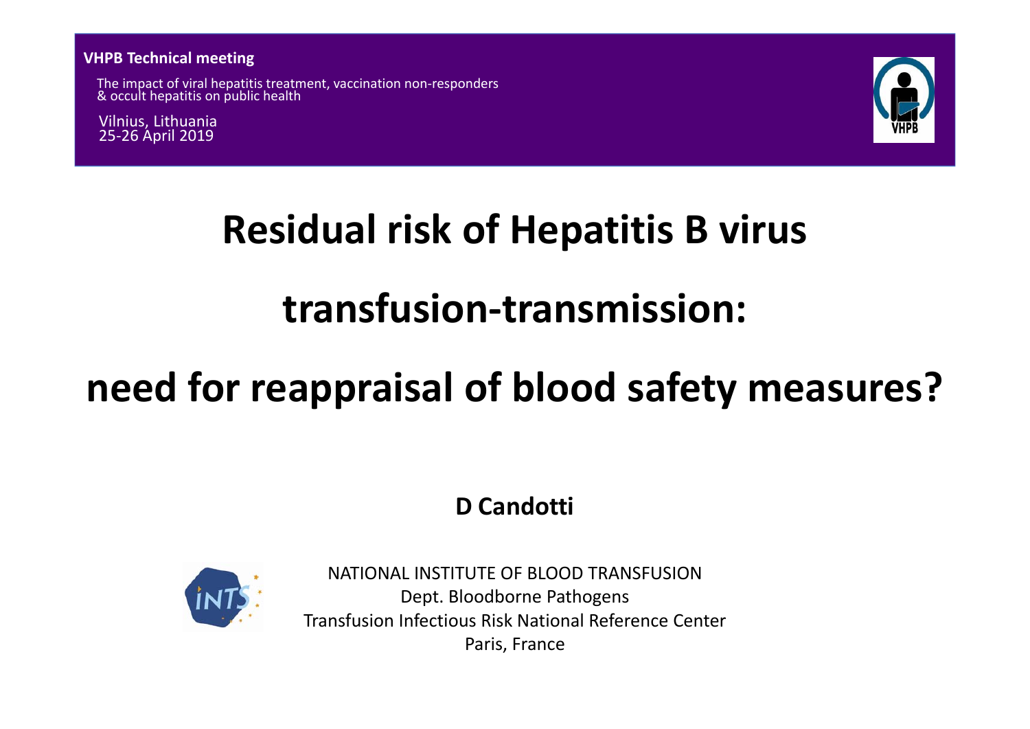**VHPB Technical meeting**

The impact of viral hepatitis treatment, vaccination non-responders & occult hepatitis on public health

Vilnius, Lithuania
25-26 April 2019

# Residual risk of Hepatitis B virus transfusion-transmission: need for reappraisal of blood safety measures?

**D Candotti**

NATIONAL INSTITUTE OF BLOOD TRANSFUSION
Dept. Bloodborne Pathogens
Transfusion Infectious Risk National Reference Center
Paris, France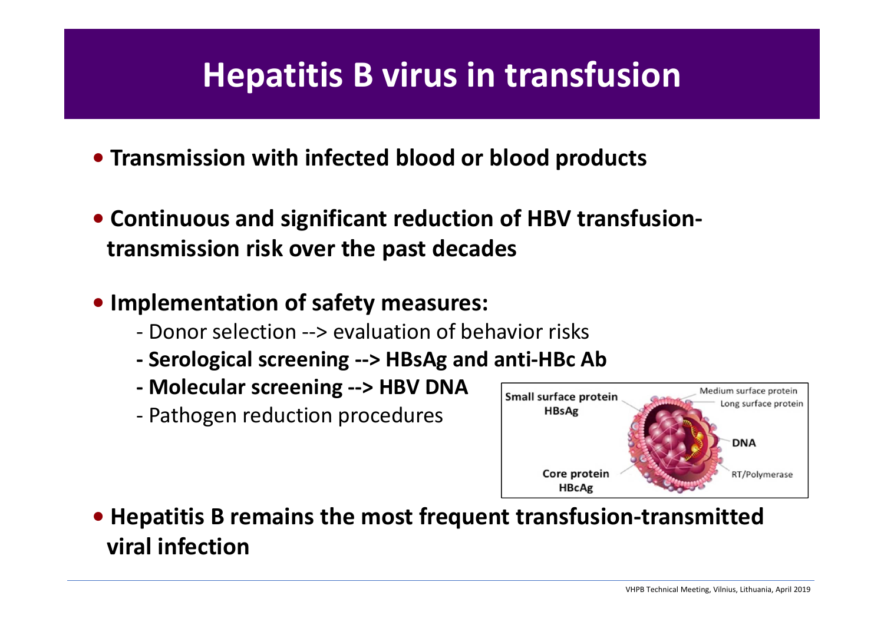# Hepatitis B virus in transfusion

- **Transmission with infected blood or blood products**
- **Continuous and significant reduction of HBV transfusion-transmission risk over the past decades**
- **Implementation of safety measures:**
  - Donor selection --> evaluation of behavior risks
  - **Serological screening --> HBsAg and anti-HBc Ab**
  - **Molecular screening --> HBV DNA**
  - Pathogen reduction procedures
- **Hepatitis B remains the most frequent transfusion-transmitted viral infection**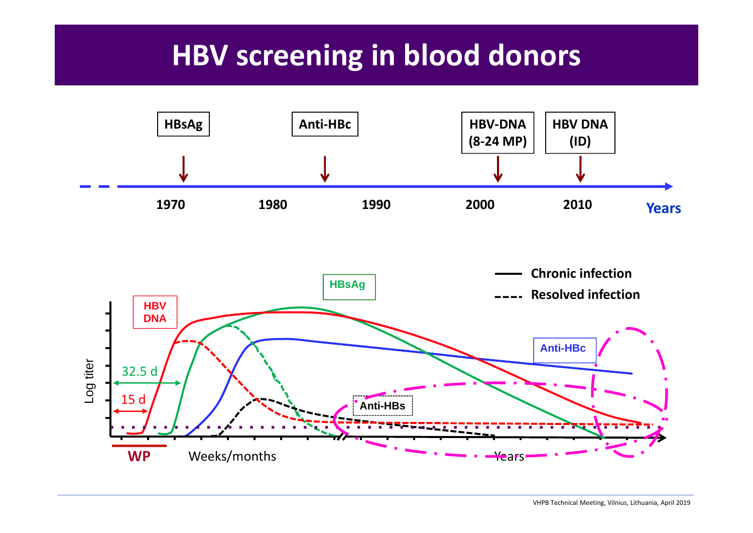# HBV screening in blood donors

HBsAg

Anti-HBc

HBV-DNA (8-24 MP)

HBV DNA (ID)

1970 1980 1990 2000 2010 Years

HBsAg

HBV DNA

Chronic infection

Resolved infection

Anti-HBc

Anti-HBs

32.5 d

15 d

Log titer

WP

Weeks/months

Years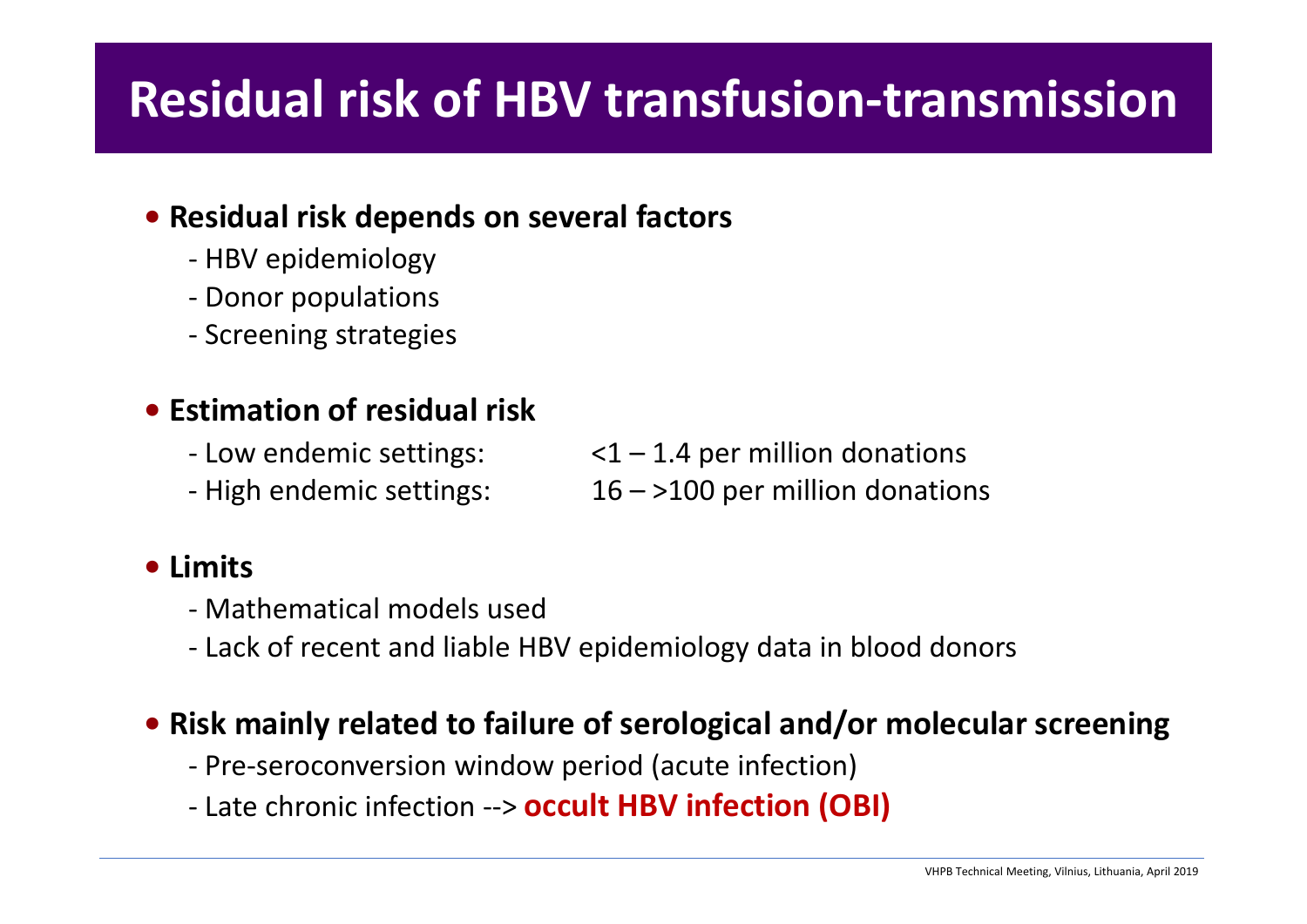# Residual risk of HBV transfusion-transmission

- **Residual risk depends on several factors**
  - HBV epidemiology
  - Donor populations
  - Screening strategies

- **Estimation of residual risk**
  - Low endemic settings: <1 – 1.4 per million donations
  - High endemic settings: 16 – >100 per million donations

- **Limits**
  - Mathematical models used
  - Lack of recent and liable HBV epidemiology data in blood donors

- **Risk mainly related to failure of serological and/or molecular screening**
  - Pre-seroconversion window period (acute infection)
  - Late chronic infection --> **occult HBV infection (OBI)**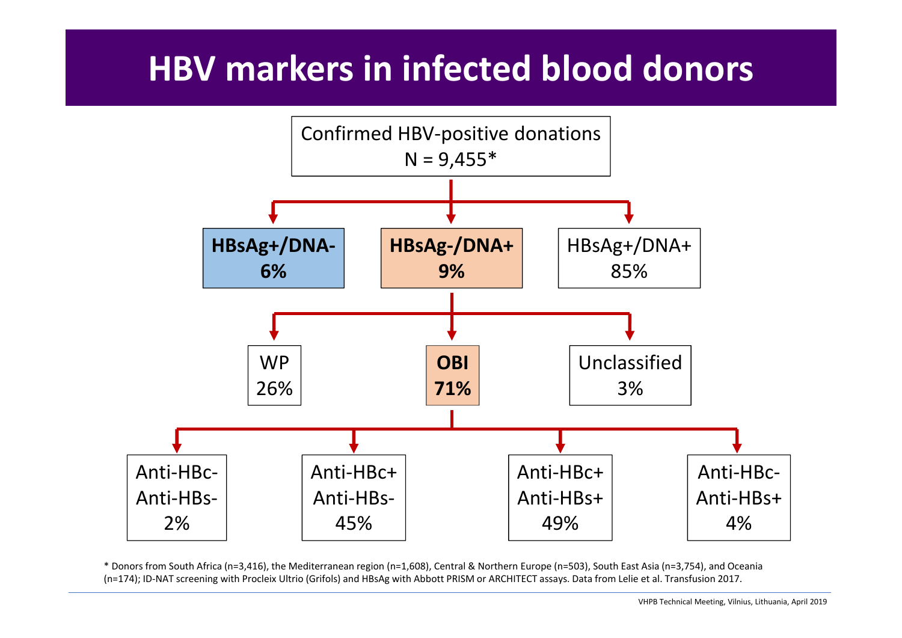# HBV markers in infected blood donors

Confirmed HBV-positive donations
N = 9,455*

- **HBsAg+/DNA-** **6%**
- **HBsAg-/DNA+** **9%**
  - WP 26%
  - **OBI** **71%**
    - Anti-HBc- Anti-HBs- 2%
    - Anti-HBc+ Anti-HBs- 45%
    - Anti-HBc+ Anti-HBs+ 49%
    - Anti-HBc- Anti-HBs+ 4%
  - Unclassified 3%
- HBsAg+/DNA+ 85%

* Donors from South Africa (n=3,416), the Mediterranean region (n=1,608), Central & Northern Europe (n=503), South East Asia (n=3,754), and Oceania (n=174); ID-NAT screening with Procleix Ultrio (Grifols) and HBsAg with Abbott PRISM or ARCHITECT assays. Data from Lelie et al. Transfusion 2017.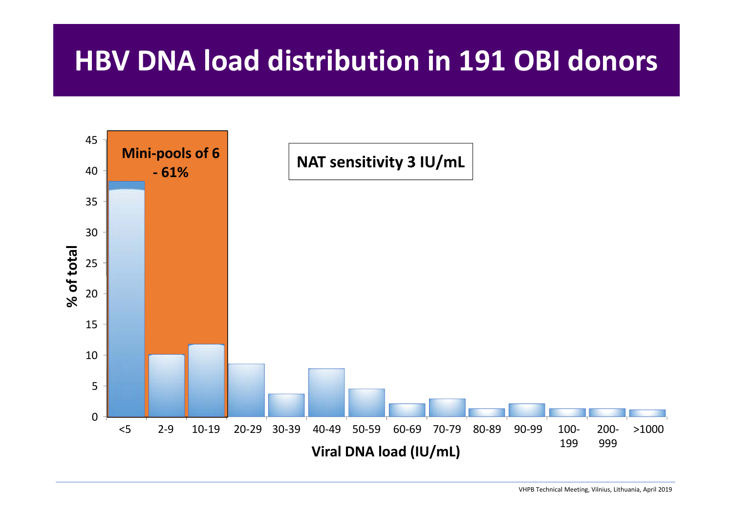# HBV DNA load distribution in 191 OBI donors

Mini-pools of 6 - 61%

NAT sensitivity 3 IU/mL

% of total

Viral DNA load (IU/mL)

<5, 2-9, 10-19, 20-29, 30-39, 40-49, 50-59, 60-69, 70-79, 80-89, 90-99, 100-199, 200-999, >1000

VHPB Technical Meeting, Vilnius, Lithuania, April 2019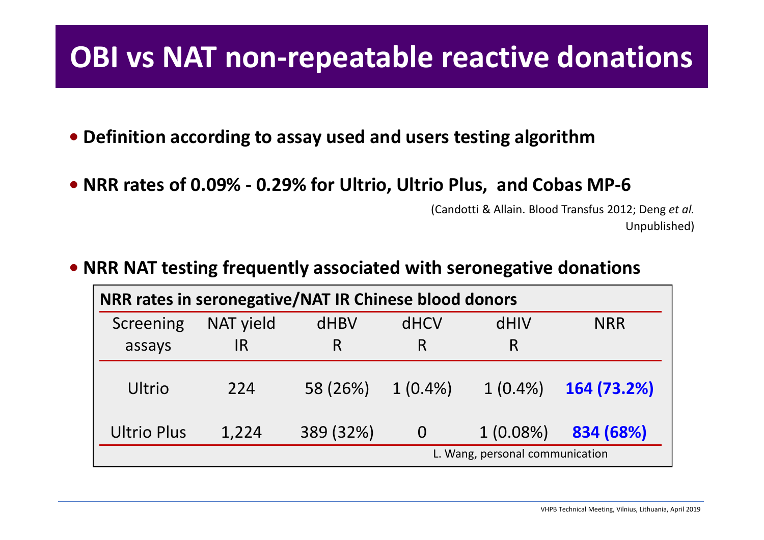# OBI vs NAT non-repeatable reactive donations

- **Definition according to assay used and users testing algorithm**
- **NRR rates of 0.09% - 0.29% for Ultrio, Ultrio Plus, and Cobas MP-6**

(Candotti & Allain. Blood Transfus 2012; Deng *et al.* Unpublished)

- **NRR NAT testing frequently associated with seronegative donations**

**NRR rates in seronegative/NAT IR Chinese blood donors**

| Screening assays | NAT yield IR | dHBV R | dHCV R | dHIV R | NRR |
|---|---|---|---|---|---|
| Ultrio | 224 | 58 (26%) | 1 (0.4%) | 1 (0.4%) | **164 (73.2%)** |
| Ultrio Plus | 1,224 | 389 (32%) | 0 | 1 (0.08%) | **834 (68%)** |

L. Wang, personal communication

VHPB Technical Meeting, Vilnius, Lithuania, April 2019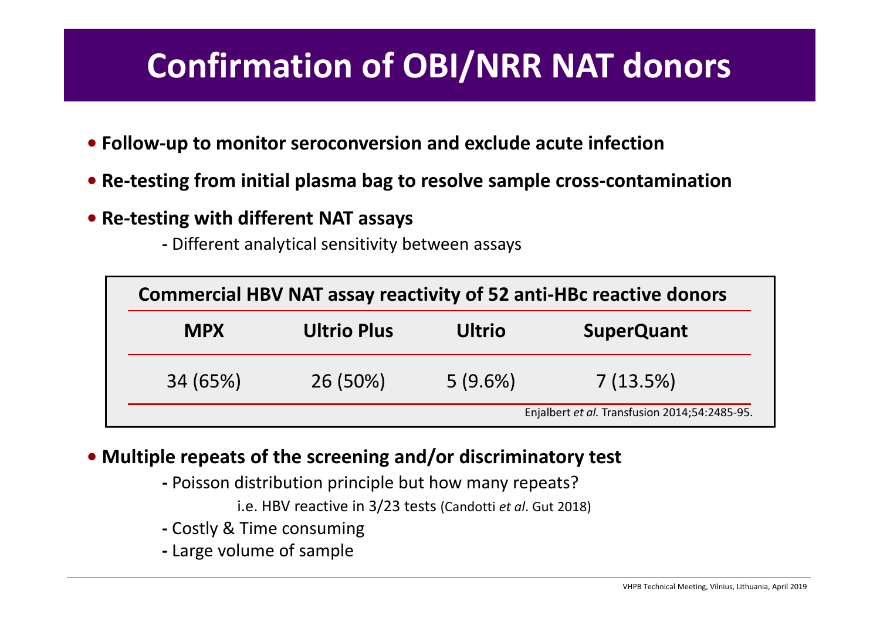# Confirmation of OBI/NRR NAT donors

- **Follow-up to monitor seroconversion and exclude acute infection**
- **Re-testing from initial plasma bag to resolve sample cross-contamination**
- **Re-testing with different NAT assays**
  - Different analytical sensitivity between assays

**Commercial HBV NAT assay reactivity of 52 anti-HBc reactive donors**

| MPX | Ultrio Plus | Ultrio | SuperQuant |
|---|---|---|---|
| 34 (65%) | 26 (50%) | 5 (9.6%) | 7 (13.5%) |

Enjalbert *et al.* Transfusion 2014;54:2485-95.

- **Multiple repeats of the screening and/or discriminatory test**
  - Poisson distribution principle but how many repeats?

    i.e. HBV reactive in 3/23 tests (Candotti *et al*. Gut 2018)
  - Costly & Time consuming
  - Large volume of sample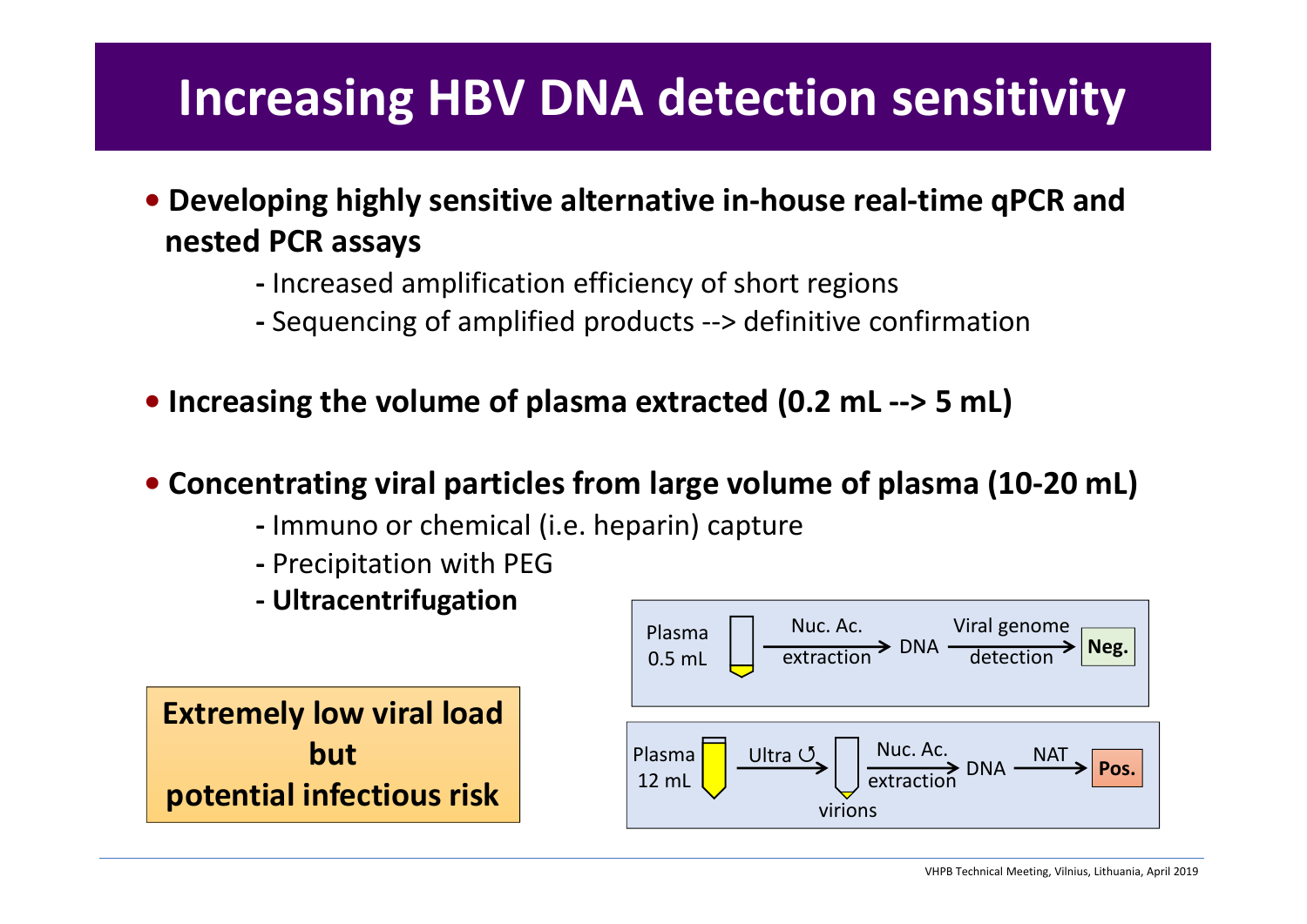# Increasing HBV DNA detection sensitivity

- **Developing highly sensitive alternative in-house real-time qPCR and nested PCR assays**
  - Increased amplification efficiency of short regions
  - Sequencing of amplified products --> definitive confirmation
- **Increasing the volume of plasma extracted (0.2 mL --> 5 mL)**
- **Concentrating viral particles from large volume of plasma (10-20 mL)**
  - Immuno or chemical (i.e. heparin) capture
  - Precipitation with PEG
  - **Ultracentrifugation**

**Extremely low viral load but potential infectious risk**

Plasma 0.5 mL → Nuc. Ac. extraction → DNA → Viral genome detection → **Neg.**

Plasma 12 mL → Ultra ↺ → virions → Nuc. Ac. extraction → DNA → NAT → **Pos.**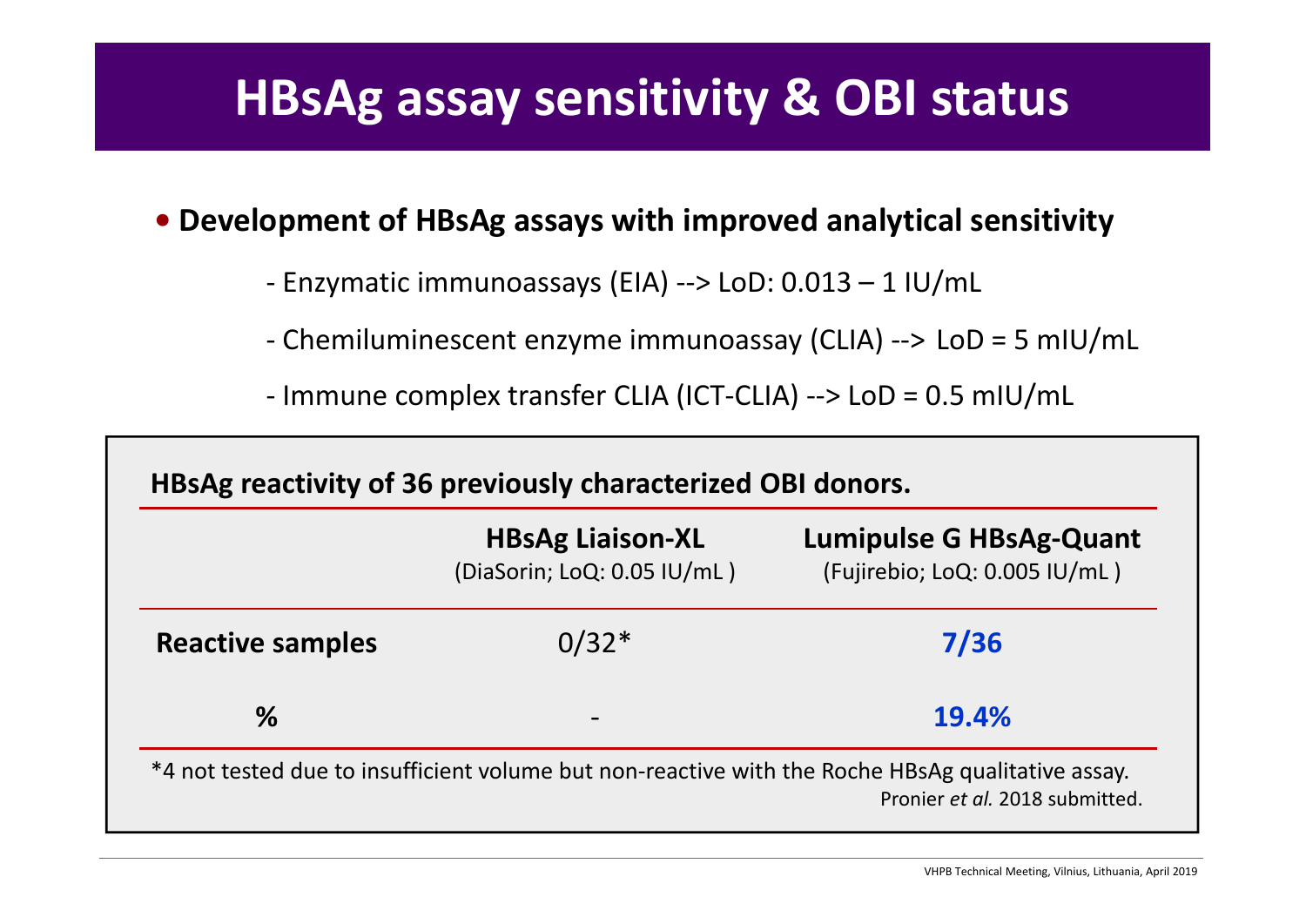# HBsAg assay sensitivity & OBI status

- **Development of HBsAg assays with improved analytical sensitivity**
  - Enzymatic immunoassays (EIA) --> LoD: 0.013 – 1 IU/mL
  - Chemiluminescent enzyme immunoassay (CLIA) --> LoD = 5 mIU/mL
  - Immune complex transfer CLIA (ICT-CLIA) --> LoD = 0.5 mIU/mL

**HBsAg reactivity of 36 previously characterized OBI donors.**

| | **HBsAg Liaison-XL** (DiaSorin; LoQ: 0.05 IU/mL ) | **Lumipulse G HBsAg-Quant** (Fujirebio; LoQ: 0.005 IU/mL ) |
|---|---|---|
| **Reactive samples** | 0/32* | **7/36** |
| **%** | - | **19.4%** |

*4 not tested due to insufficient volume but non-reactive with the Roche HBsAg qualitative assay.

Pronier *et al.* 2018 submitted.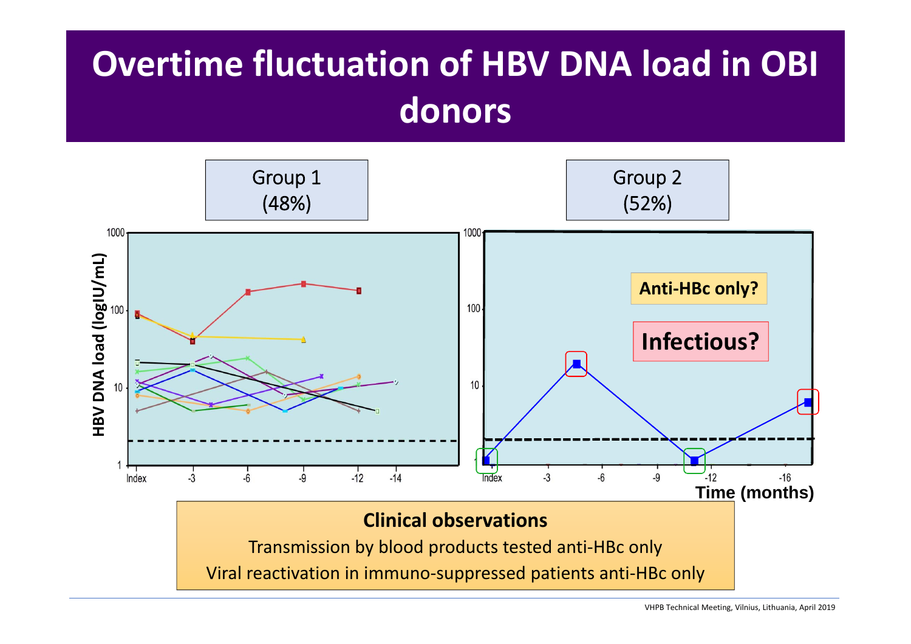# Overtime fluctuation of HBV DNA load in OBI donors

Group 1 (48%)

Group 2 (52%)

HBV DNA load (logIU/mL)

Anti-HBc only?

Infectious?

Time (months)

**Clinical observations**

Transmission by blood products tested anti-HBc only

Viral reactivation in immuno-suppressed patients anti-HBc only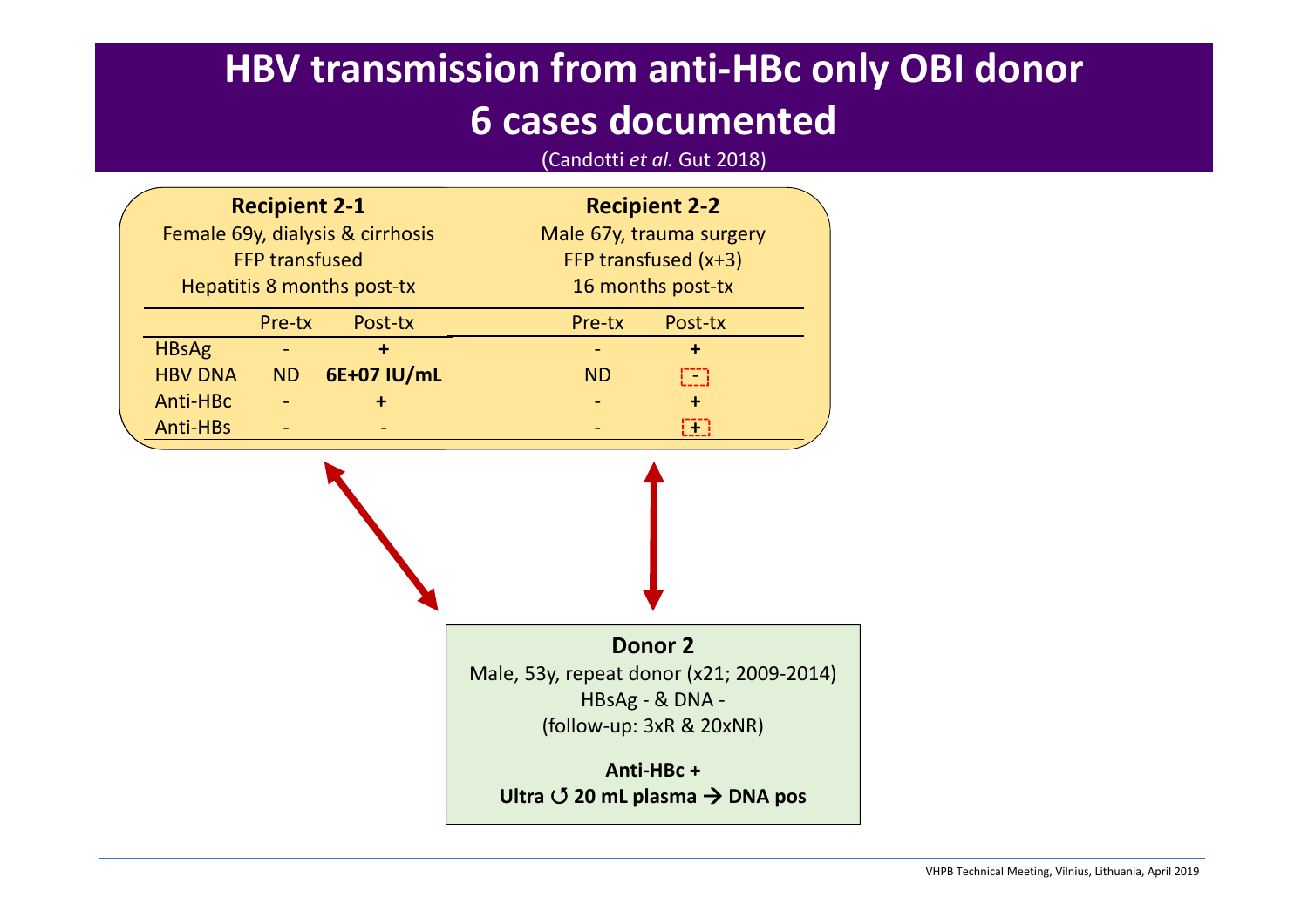# HBV transmission from anti-HBc only OBI donor
# 6 cases documented

(Candotti *et al.* Gut 2018)

**Recipient 2-1**
Female 69y, dialysis & cirrhosis
FFP transfused
Hepatitis 8 months post-tx

| | Pre-tx | Post-tx |
|---|---|---|
| HBsAg | - | **+** |
| HBV DNA | ND | **6E+07 IU/mL** |
| Anti-HBc | - | **+** |
| Anti-HBs | - | - |

**Recipient 2-2**
Male 67y, trauma surgery
FFP transfused (x+3)
16 months post-tx

| | Pre-tx | Post-tx |
|---|---|---|
| HBsAg | - | **+** |
| HBV DNA | ND | - |
| Anti-HBc | - | **+** |
| Anti-HBs | - | **+** |

**Donor 2**
Male, 53y, repeat donor (x21; 2009-2014)
HBsAg - & DNA -
(follow-up: 3xR & 20xNR)

**Anti-HBc +**
**Ultra ↺ 20 mL plasma → DNA pos**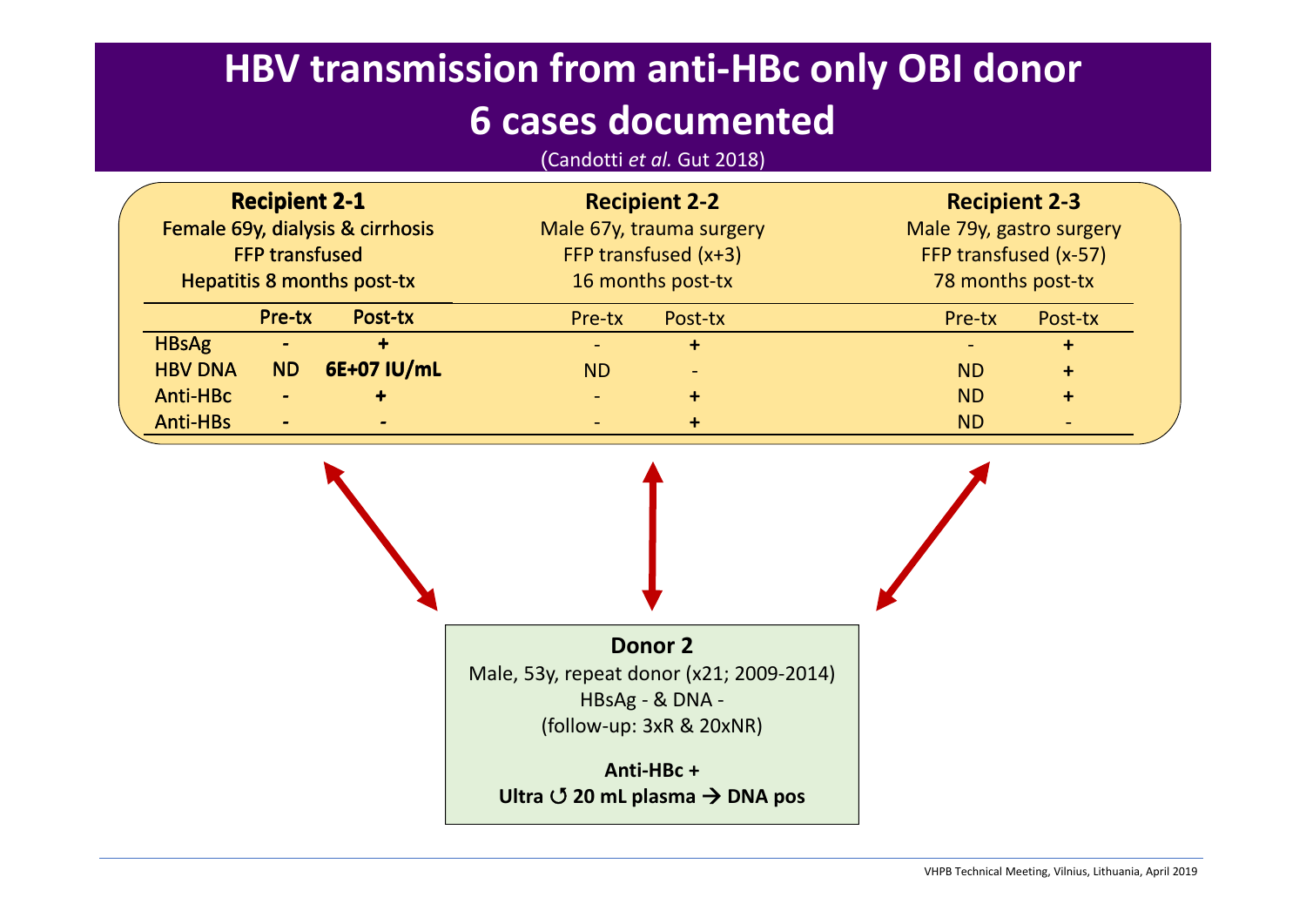# HBV transmission from anti-HBc only OBI donor
# 6 cases documented

(Candotti *et al.* Gut 2018)

**Recipient 2-1**
Female 69y, dialysis & cirrhosis
FFP transfused
Hepatitis 8 months post-tx

| | Pre-tx | Post-tx |
|---|---|---|
| HBsAg | - | + |
| HBV DNA | ND | 6E+07 IU/mL |
| Anti-HBc | - | + |
| Anti-HBs | - | - |

**Recipient 2-2**
Male 67y, trauma surgery
FFP transfused (x+3)
16 months post-tx

| | Pre-tx | Post-tx |
|---|---|---|
| HBsAg | - | + |
| HBV DNA | ND | - |
| Anti-HBc | - | + |
| Anti-HBs | - | + |

**Recipient 2-3**
Male 79y, gastro surgery
FFP transfused (x-57)
78 months post-tx

| | Pre-tx | Post-tx |
|---|---|---|
| HBsAg | - | + |
| HBV DNA | ND | + |
| Anti-HBc | ND | + |
| Anti-HBs | ND | - |

**Donor 2**
Male, 53y, repeat donor (x21; 2009-2014)
HBsAg - & DNA -
(follow-up: 3xR & 20xNR)

**Anti-HBc +**
**Ultra ↺ 20 mL plasma → DNA pos**

VHPB Technical Meeting, Vilnius, Lithuania, April 2019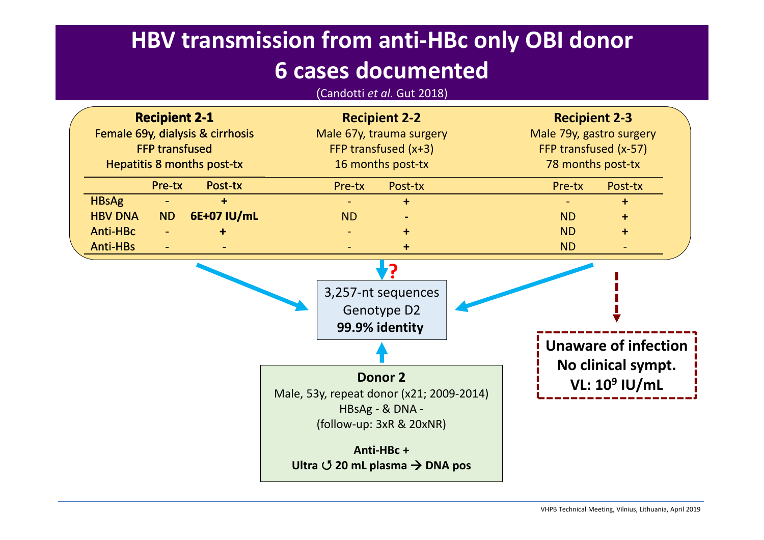# HBV transmission from anti-HBc only OBI donor
# 6 cases documented

(Candotti *et al.* Gut 2018)

**Recipient 2-1**
Female 69y, dialysis & cirrhosis
FFP transfused
Hepatitis 8 months post-tx

| | Pre-tx | Post-tx |
|---|---|---|
| HBsAg | - | + |
| HBV DNA | ND | 6E+07 IU/mL |
| Anti-HBc | - | + |
| Anti-HBs | - | - |

**Recipient 2-2**
Male 67y, trauma surgery
FFP transfused (x+3)
16 months post-tx

| | Pre-tx | Post-tx |
|---|---|---|
| HBsAg | - | + |
| HBV DNA | ND | - |
| Anti-HBc | - | + |
| Anti-HBs | - | + |

**Recipient 2-3**
Male 79y, gastro surgery
FFP transfused (x-57)
78 months post-tx

| | Pre-tx | Post-tx |
|---|---|---|
| HBsAg | - | + |
| HBV DNA | ND | + |
| Anti-HBc | ND | + |
| Anti-HBs | ND | - |

?

3,257-nt sequences
Genotype D2
**99.9% identity**

**Unaware of infection**
**No clinical sympt.**
**VL: $10^9$ IU/mL**

**Donor 2**
Male, 53y, repeat donor (x21; 2009-2014)
HBsAg - & DNA -
(follow-up: 3xR & 20xNR)

**Anti-HBc +**
**Ultra ↺ 20 mL plasma → DNA pos**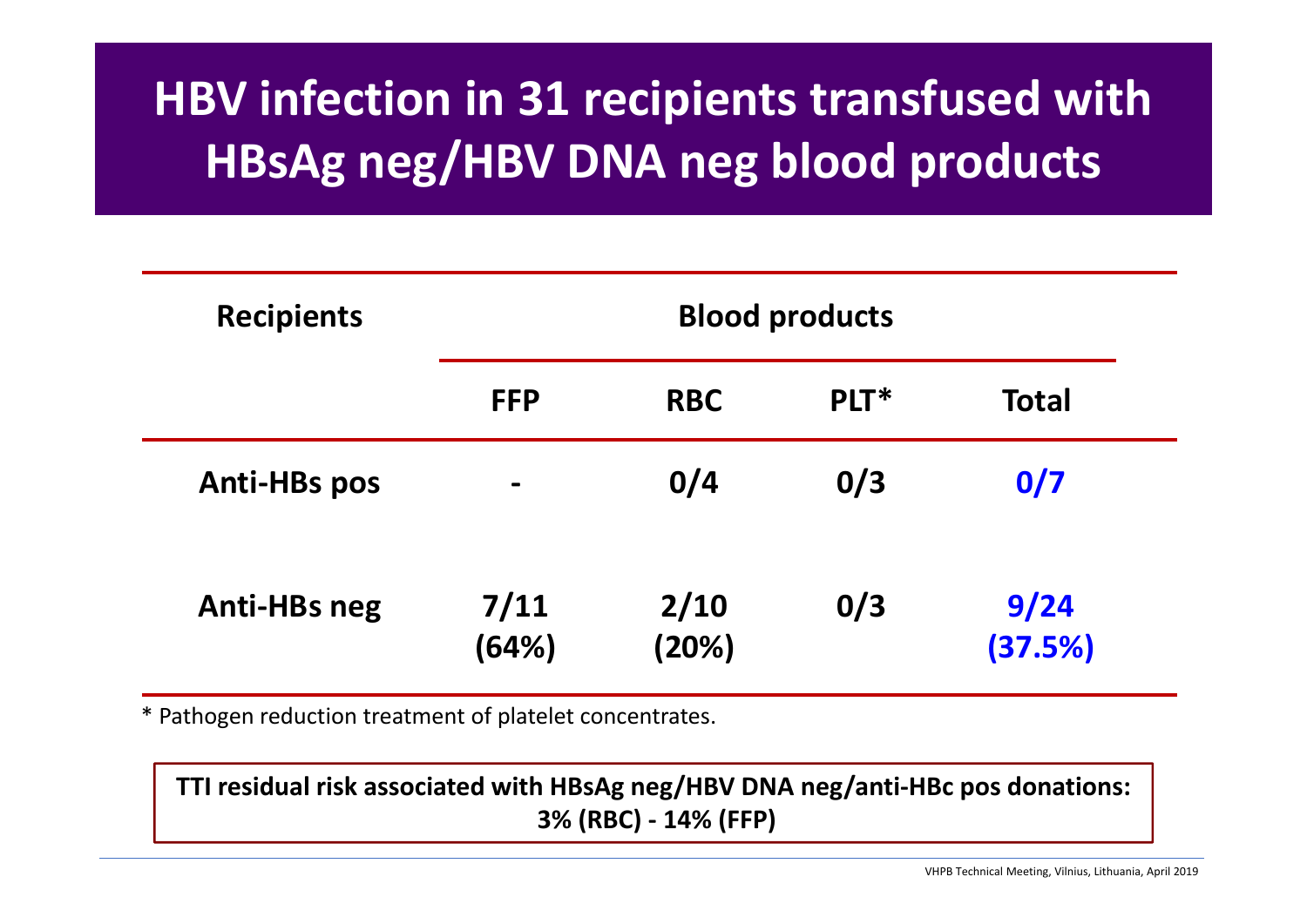# HBV infection in 31 recipients transfused with HBsAg neg/HBV DNA neg blood products

| Recipients | Blood products | | | |
|---|---|---|---|---|
| | FFP | RBC | PLT* | Total |
| Anti-HBs pos | - | 0/4 | 0/3 | 0/7 |
| Anti-HBs neg | 7/11 (64%) | 2/10 (20%) | 0/3 | 9/24 (37.5%) |

* Pathogen reduction treatment of platelet concentrates.

**TTI residual risk associated with HBsAg neg/HBV DNA neg/anti-HBc pos donations: 3% (RBC) - 14% (FFP)**

VHPB Technical Meeting, Vilnius, Lithuania, April 2019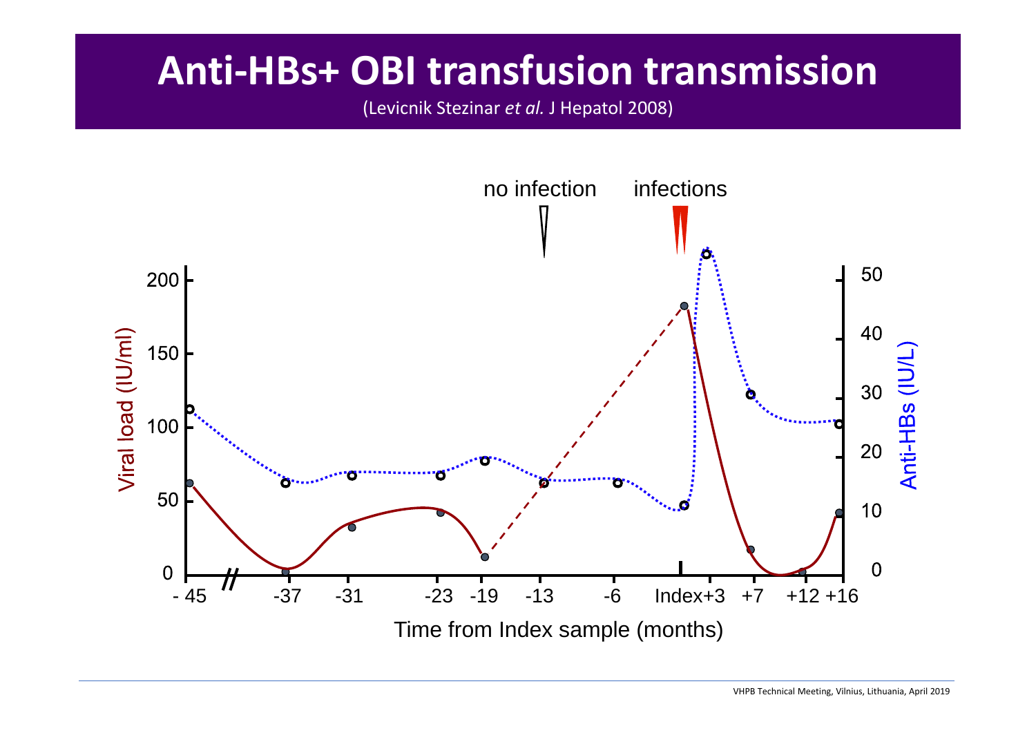# Anti-HBs+ OBI transfusion transmission

(Levicnik Stezinar *et al.* J Hepatol 2008)

no infection

infections

Viral load (IU/ml)

Anti-HBs (IU/L)

Time from Index sample (months)

- 45, -37, -31, -23, -19, -13, -6, Index, +3, +7, +12, +16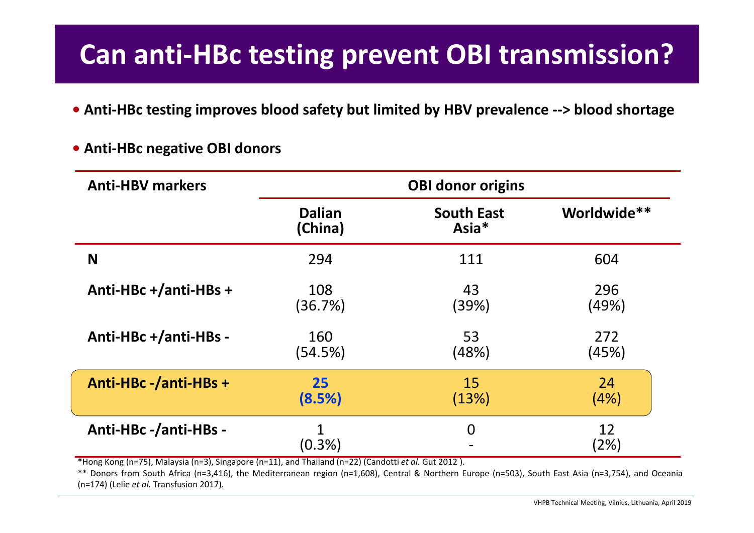# Can anti-HBc testing prevent OBI transmission?

- **Anti-HBc testing improves blood safety but limited by HBV prevalence --> blood shortage**
- **Anti-HBc negative OBI donors**

| Anti-HBV markers | OBI donor origins | | |
|---|---|---|---|
| | **Dalian (China)** | **South East Asia*** | **Worldwide**** |
| **N** | 294 | 111 | 604 |
| **Anti-HBc +/anti-HBs +** | 108 (36.7%) | 43 (39%) | 296 (49%) |
| **Anti-HBc +/anti-HBs -** | 160 (54.5%) | 53 (48%) | 272 (45%) |
| **Anti-HBc -/anti-HBs +** | **25 (8.5%)** | 15 (13%) | 24 (4%) |
| **Anti-HBc -/anti-HBs -** | 1 (0.3%) | 0 - | 12 (2%) |

*Hong Kong (n=75), Malaysia (n=3), Singapore (n=11), and Thailand (n=22) (Candotti *et al.* Gut 2012 ).

** Donors from South Africa (n=3,416), the Mediterranean region (n=1,608), Central & Northern Europe (n=503), South East Asia (n=3,754), and Oceania (n=174) (Lelie *et al.* Transfusion 2017).

VHPB Technical Meeting, Vilnius, Lithuania, April 2019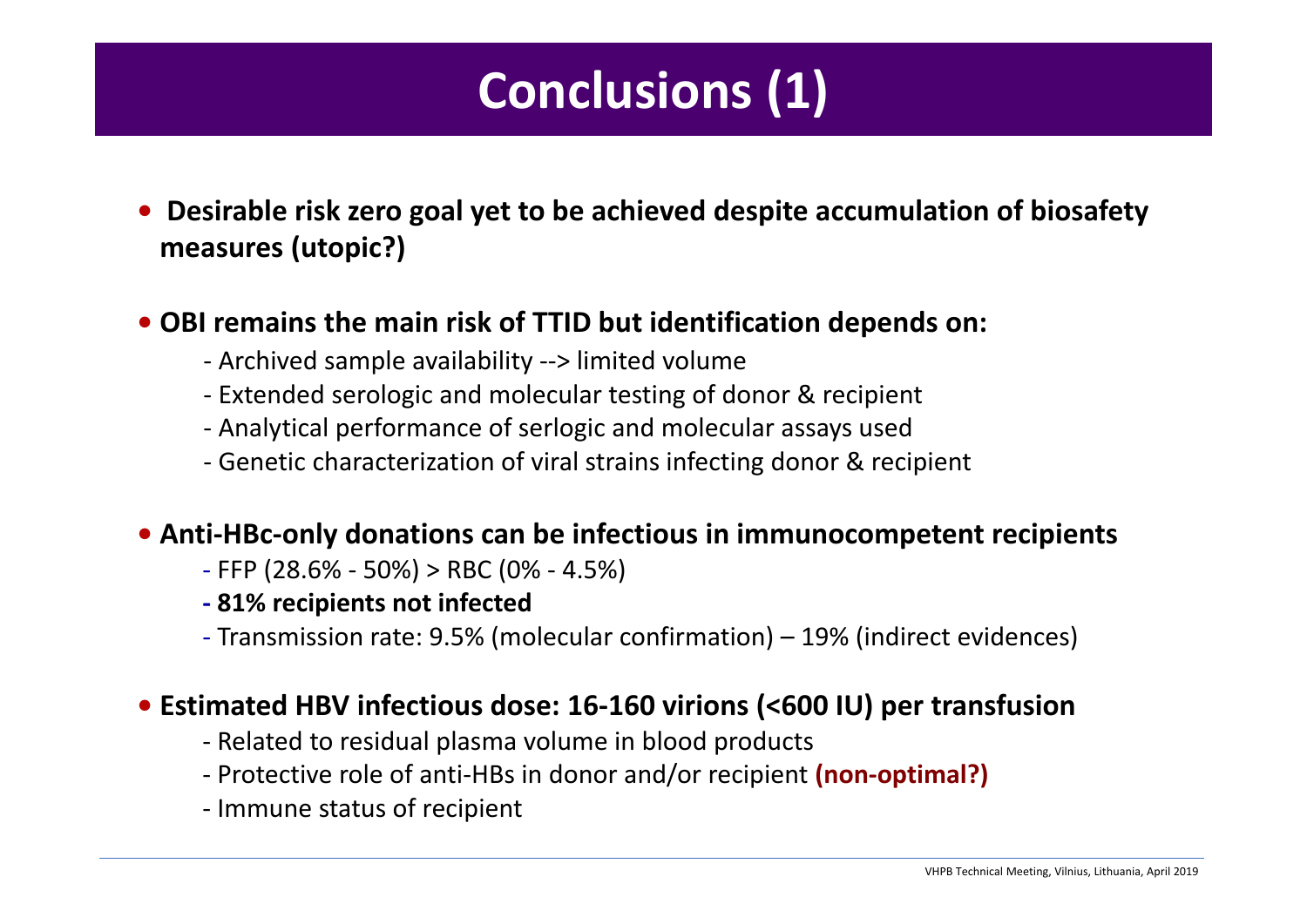# Conclusions (1)

- **Desirable risk zero goal yet to be achieved despite accumulation of biosafety measures (utopic?)**

- **OBI remains the main risk of TTID but identification depends on:**
  - Archived sample availability --> limited volume
  - Extended serologic and molecular testing of donor & recipient
  - Analytical performance of serlogic and molecular assays used
  - Genetic characterization of viral strains infecting donor & recipient

- **Anti-HBc-only donations can be infectious in immunocompetent recipients**
  - FFP (28.6% - 50%) > RBC (0% - 4.5%)
  - **81% recipients not infected**
  - Transmission rate: 9.5% (molecular confirmation) – 19% (indirect evidences)

- **Estimated HBV infectious dose: 16-160 virions (<600 IU) per transfusion**
  - Related to residual plasma volume in blood products
  - Protective role of anti-HBs in donor and/or recipient **(non-optimal?)**
  - Immune status of recipient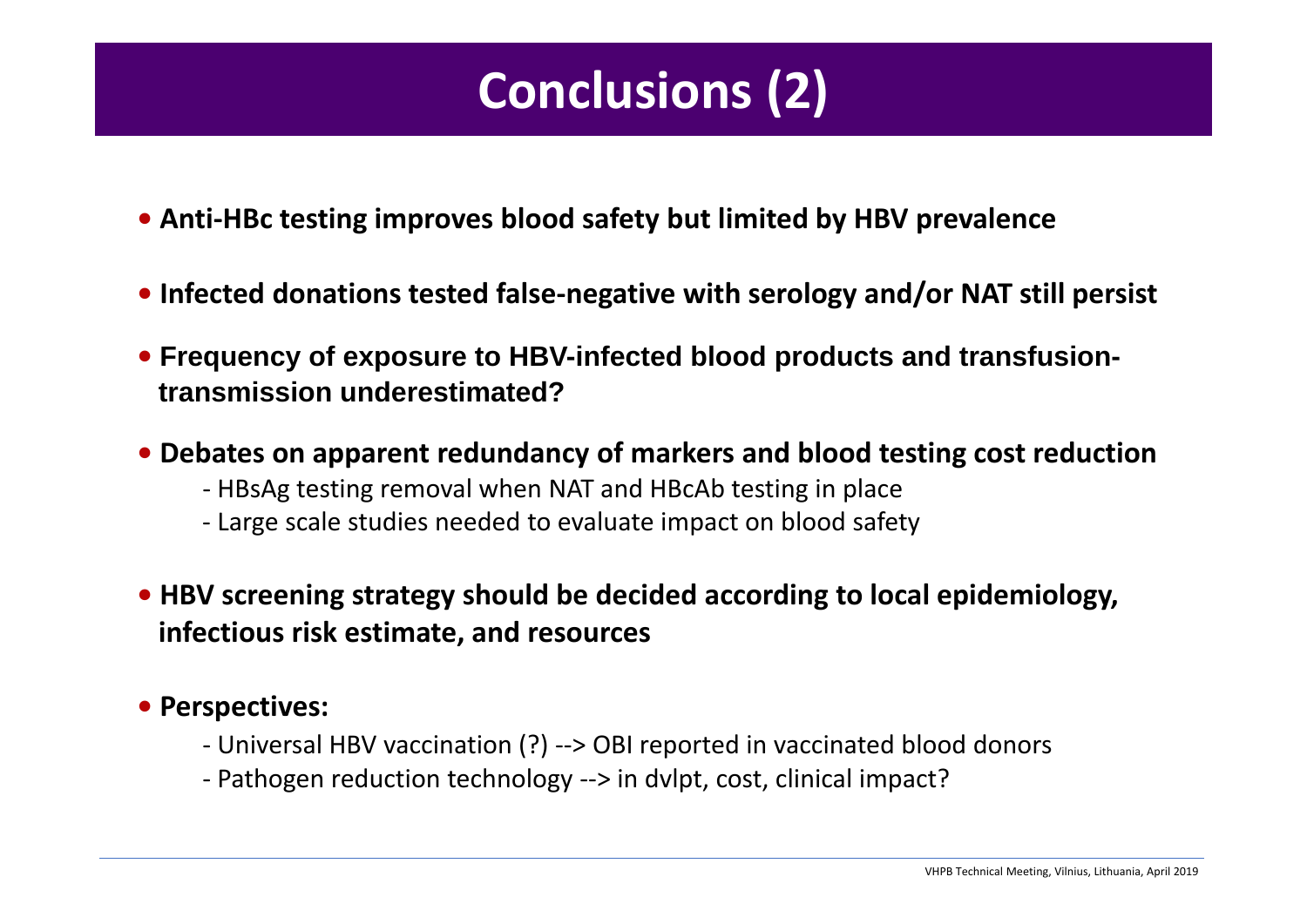# Conclusions (2)

- **Anti-HBc testing improves blood safety but limited by HBV prevalence**
- **Infected donations tested false-negative with serology and/or NAT still persist**
- **Frequency of exposure to HBV-infected blood products and transfusion-transmission underestimated?**
- **Debates on apparent redundancy of markers and blood testing cost reduction**
  - HBsAg testing removal when NAT and HBcAb testing in place
  - Large scale studies needed to evaluate impact on blood safety
- **HBV screening strategy should be decided according to local epidemiology, infectious risk estimate, and resources**
- **Perspectives:**
  - Universal HBV vaccination (?) --> OBI reported in vaccinated blood donors
  - Pathogen reduction technology --> in dvlpt, cost, clinical impact?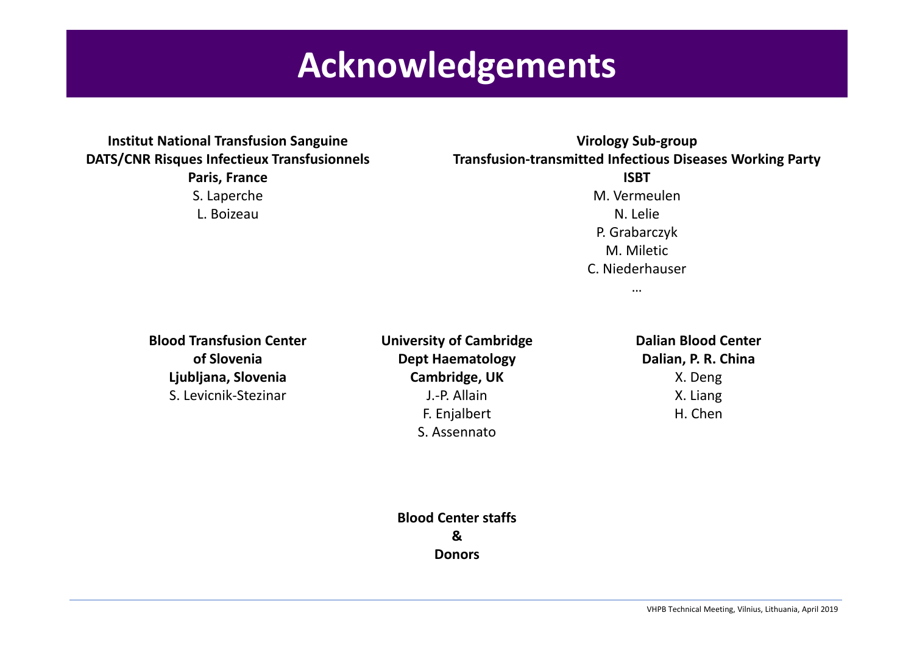# Acknowledgements

**Institut National Transfusion Sanguine**
**DATS/CNR Risques Infectieux Transfusionnels**
**Paris, France**
S. Laperche
L. Boizeau

**Virology Sub-group**
**Transfusion-transmitted Infectious Diseases Working Party**
**ISBT**
M. Vermeulen
N. Lelie
P. Grabarczyk
M. Miletic
C. Niederhauser
…

**Blood Transfusion Center**
**of Slovenia**
**Ljubljana, Slovenia**
S. Levicnik-Stezinar

**University of Cambridge**
**Dept Haematology**
**Cambridge, UK**
J.-P. Allain
F. Enjalbert
S. Assennato

**Dalian Blood Center**
**Dalian, P. R. China**
X. Deng
X. Liang
H. Chen

**Blood Center staffs**
**&**
**Donors**